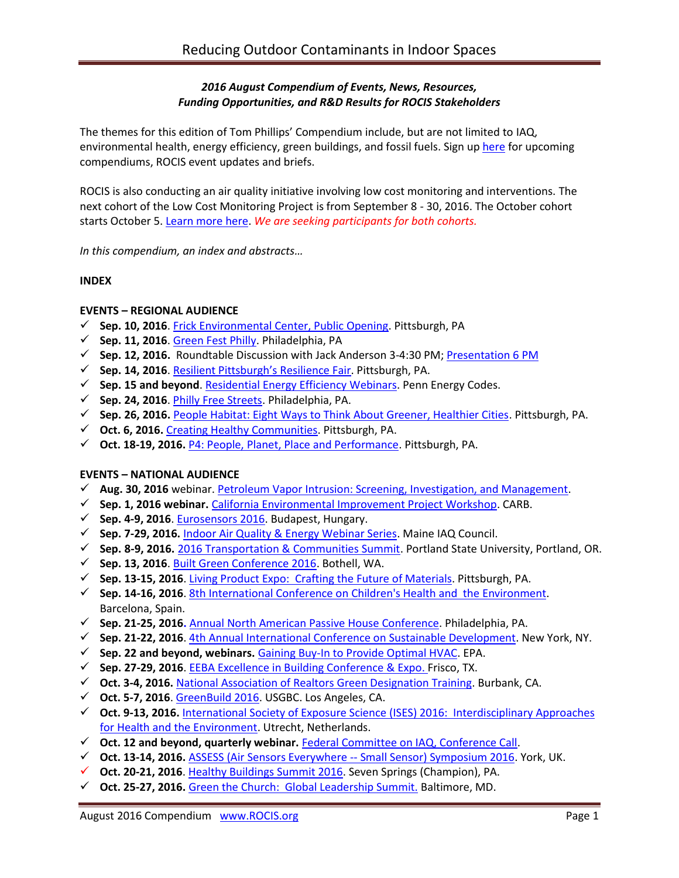### *2016 August Compendium of Events, News, Resources, Funding Opportunities, and R&D Results for ROCIS Stakeholders*

The themes for this edition of Tom Phillips' Compendium include, but are not limited to, IAQ, environmental health, energy efficiency, green buildings, and fossil fuels. Sign up here for upcoming compendiums, ROCIS event updates and briefs.

ROCIS is also conducting an air quality initiative involving low cost monitoring and interventions. The next cohort of the Low Cost Monitoring Project is from September 8 - 30, 2016. The October cohort starts October 5. Learn more here. *We are seeking participants for both cohorts.*

*In this compendium, an index and abstracts…*

## INDEX

### EVENTS – REGIONAL AUDIENCE

- ✓ **Sep. 10, 2016**. Frick Environmental Center, Public Opening. Pittsburgh, PA
- ✓ **Sep. 11, 2016**. Green Fest Philly. Philadelphia, PA
- ✓ **Sep. 12, 2016.** Roundtable Discussion with Jack Anderson 3-4:30 PM; Presentation 6 PM
- ✓ **Sep. 14, 2016**. Resilient Pittsburgh's Resilience Fair. Pittsburgh, PA.
- ✓ **Sep. 15 and beyond**. Residential Energy Efficiency Webinars. Penn Energy Codes.
- ✓ **Sep. 24, 2016**. Philly Free Streets. Philadelphia, PA.
- ✓ **Sep. 26, 2016.** People Habitat: Eight Ways to Think About Greener, Healthier Cities. Pittsburgh, PA.
- ✓ **Oct. 6, 2016.** Creating Healthy Communities. Pittsburgh, PA.
- ✓ **Oct. 18-19, 2016.** P4: People, Planet, Place and Performance. Pittsburgh, PA.

### EVENTS – NATIONAL AUDIENCE

- ✓ **Aug. 30, 2016** webinar. Petroleum Vapor Intrusion: Screening, Investigation, and Management.
- ✓ **Sep. 1, 2016 webinar.** California Environmental Improvement Project Workshop. CARB.
- ✓ **Sep. 4-9, 2016**. Eurosensors 2016. Budapest, Hungary.
- ✓ **Sep. 7-29, 2016.** Indoor Air Quality & Energy Webinar Series. Maine IAQ Council.
- ✓ **Sep. 8-9, 2016.** 2016 Transportation & Communities Summit. Portland State University, Portland, OR.
- ✓ **Sep. 13, 2016**. Built Green Conference 2016. Bothell, WA.
- ✓ **Sep. 13-15, 2016**. Living Product Expo: Crafting the Future of Materials. Pittsburgh, PA.
- ✓ **Sep. 14-16, 2016**. 8th International Conference on Children's Health and the Environment. Barcelona, Spain.
- ✓ **Sep. 21-25, 2016.** Annual North American Passive House Conference. Philadelphia, PA.
- ✓ **Sep. 21-22, 2016**. 4th Annual International Conference on Sustainable Development. New York, NY.
- ✓ **Sep. 22 and beyond, webinars.** Gaining Buy-In to Provide Optimal HVAC. EPA.
- ✓ **Sep. 27-29, 2016**. EEBA Excellence in Building Conference & Expo. Frisco, TX.
- ✓ **Oct. 3-4, 2016.** National Association of Realtors Green Designation Training. Burbank, CA.
- ✓ **Oct. 5-7, 2016**. GreenBuild 2016. USGBC. Los Angeles, CA.
- ✓ **Oct. 9-13, 2016.** International Society of Exposure Science (ISES) 2016: Interdisciplinary Approaches for Health and the Environment. Utrecht, Netherlands.
- ✓ **Oct. 12 and beyond, quarterly webinar.** Federal Committee on IAQ, Conference Call.
- ✓ **Oct. 13-14, 2016.** ASSESS (Air Sensors Everywhere -- Small Sensor) Symposium 2016. York, UK.
- ✓ **Oct. 20-21, 2016**. Healthy Buildings Summit 2016. Seven Springs (Champion), PA.
- ✓ **Oct. 25-27, 2016.** Green the Church: Global Leadership Summit. Baltimore, MD.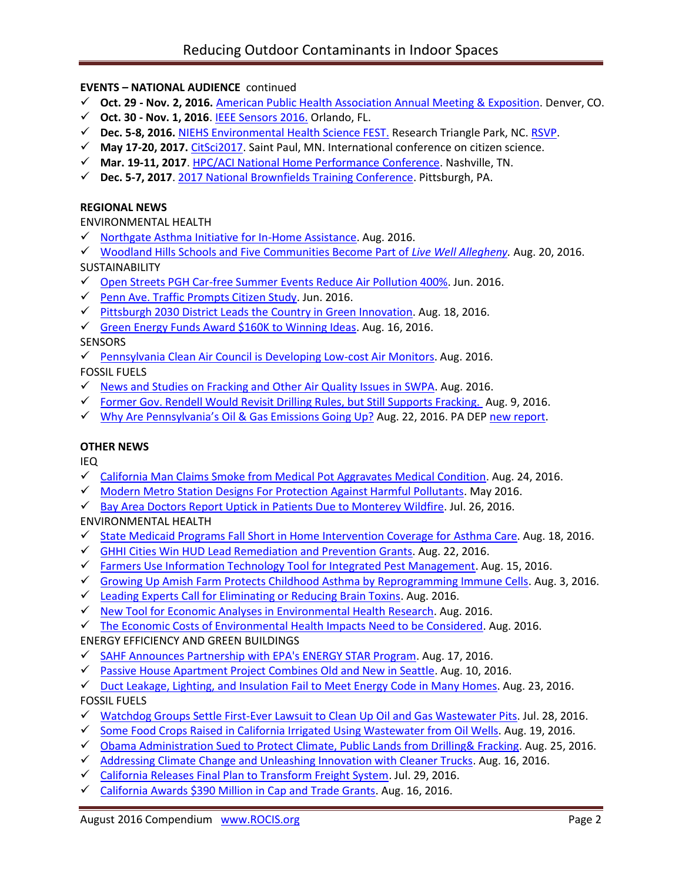**EVENTS – NATIONAL AUDIENCE** continued

- ✓ **Oct. 29 - Nov. 2, 2016.** American Public Health Association Annual Meeting & Exposition. Denver, CO.
- ✓ **Oct. 30 - Nov. 1, 2016**. IEEE Sensors 2016. Orlando, FL.
- ✓ **Dec. 5-8, 2016.** NIEHS Environmental Health Science FEST. Research Triangle Park, NC. RSVP.
- ✓ **May 17-20, 2017.** CitSci2017. Saint Paul, MN. International conference on citizen science.
- ✓ **Mar. 19-11, 2017**. HPC/ACI National Home Performance Conference. Nashville, TN.
- ✓ **Dec. 5-7, 2017**. 2017 National Brownfields Training Conference. Pittsburgh, PA.

**REGIONAL NEWS**

ENVIRONMENTAL HEALTH

- ✓ Northgate Asthma Initiative for In-Home Assistance. Aug. 2016.
- ✓ Woodland Hills Schools and Five Communities Become Part of *Live Well Allegheny*. Aug. 20, 2016.

SUSTAINABILITY

- ✓ Open Streets PGH Car-free Summer Events Reduce Air Pollution 400%. Jun. 2016.
- ✓ Penn Ave. Traffic Prompts Citizen Study. Jun. 2016.
- ✓ Pittsburgh 2030 District Leads the Country in Green Innovation. Aug. 18, 2016.
- ✓ Green Energy Funds Award $160K to Winning Ideas. Aug. 16, 2016.

SENSORS

- ✓ Pennsylvania Clean Air Council is Developing Low-cost Air Monitors. Aug. 2016.

FOSSIL FUELS

- ✓ News and Studies on Fracking and Other Air Quality Issues in SWPA. Aug. 2016.
- ✓ Former Gov. Rendell Would Revisit Drilling Rules, but Still Supports Fracking. Aug. 9, 2016.
- ✓ Why Are Pennsylvania's Oil & Gas Emissions Going Up? Aug. 22, 2016. PA DEP new report.

**OTHER NEWS**

IEQ

- ✓ California Man Claims Smoke from Medical Pot Aggravates Medical Condition. Aug. 24, 2016.
- ✓ Modern Metro Station Designs For Protection Against Harmful Pollutants. May 2016.
- ✓ Bay Area Doctors Report Uptick in Patients Due to Monterey Wildfire. Jul. 26, 2016.

ENVIRONMENTAL HEALTH

- ✓ State Medicaid Programs Fall Short in Home Intervention Coverage for Asthma Care. Aug. 18, 2016.
- ✓ GHHI Cities Win HUD Lead Remediation and Prevention Grants. Aug. 22, 2016.
- ✓ Farmers Use Information Technology Tool for Integrated Pest Management. Aug. 15, 2016.
- ✓ Growing Up Amish Farm Protects Childhood Asthma by Reprogramming Immune Cells. Aug. 3, 2016.
- ✓ Leading Experts Call for Eliminating or Reducing Brain Toxins. Aug. 2016.
- ✓ New Tool for Economic Analyses in Environmental Health Research. Aug. 2016.
- ✓ The Economic Costs of Environmental Health Impacts Need to be Considered. Aug. 2016.

ENERGY EFFICIENCY AND GREEN BUILDINGS

- ✓ SAHF Announces Partnership with EPA's ENERGY STAR Program. Aug. 17, 2016.
- ✓ Passive House Apartment Project Combines Old and New in Seattle. Aug. 10, 2016.
- ✓ Duct Leakage, Lighting, and Insulation Fail to Meet Energy Code in Many Homes. Aug. 23, 2016.

FOSSIL FUELS

- ✓ Watchdog Groups Settle First-Ever Lawsuit to Clean Up Oil and Gas Wastewater Pits. Jul. 28, 2016.
- ✓ Some Food Crops Raised in California Irrigated Using Wastewater from Oil Wells. Aug. 19, 2016.
- ✓ Obama Administration Sued to Protect Climate, Public Lands from Drilling& Fracking. Aug. 25, 2016.
- ✓ Addressing Climate Change and Unleashing Innovation with Cleaner Trucks. Aug. 16, 2016.
- ✓ California Releases Final Plan to Transform Freight System. Jul. 29, 2016.
- ✓ California Awards $390 Million in Cap and Trade Grants. Aug. 16, 2016.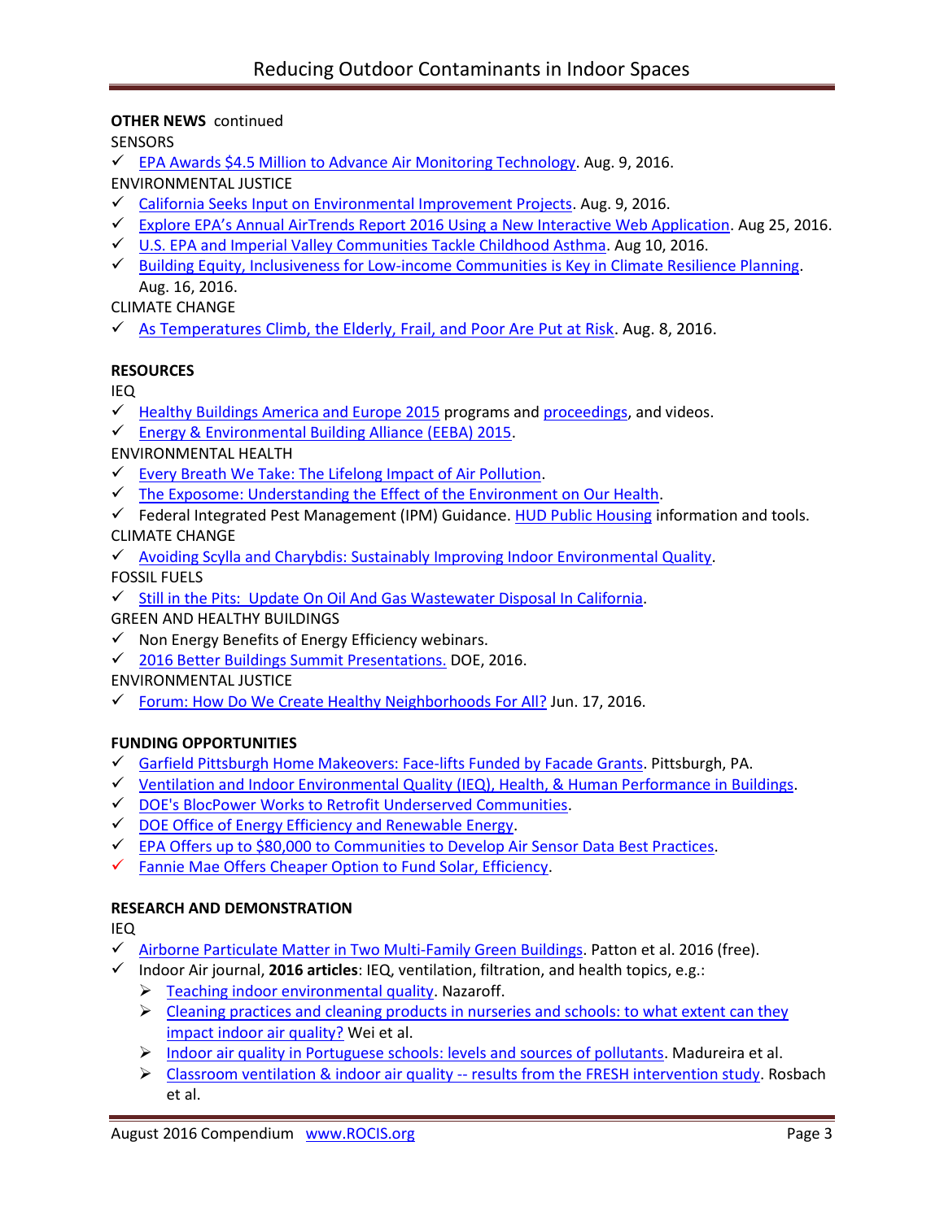**OTHER NEWS** continued

SENSORS

- ✓ EPA Awards $4.5 Million to Advance Air Monitoring Technology. Aug. 9, 2016.

ENVIRONMENTAL JUSTICE

- ✓ California Seeks Input on Environmental Improvement Projects. Aug. 9, 2016.
- ✓ Explore EPA's Annual AirTrends Report 2016 Using a New Interactive Web Application. Aug 25, 2016.
- ✓ U.S. EPA and Imperial Valley Communities Tackle Childhood Asthma. Aug 10, 2016.
- ✓ Building Equity, Inclusiveness for Low-income Communities is Key in Climate Resilience Planning. Aug. 16, 2016.

CLIMATE CHANGE

- ✓ As Temperatures Climb, the Elderly, Frail, and Poor Are Put at Risk. Aug. 8, 2016.

**RESOURCES**

IEQ

- ✓ Healthy Buildings America and Europe 2015 programs and proceedings, and videos.
- ✓ Energy & Environmental Building Alliance (EEBA) 2015.

ENVIRONMENTAL HEALTH

- ✓ Every Breath We Take: The Lifelong Impact of Air Pollution.
- ✓ The Exposome: Understanding the Effect of the Environment on Our Health.
- ✓ Federal Integrated Pest Management (IPM) Guidance. HUD Public Housing information and tools.

CLIMATE CHANGE

- ✓ Avoiding Scylla and Charybdis: Sustainably Improving Indoor Environmental Quality.

FOSSIL FUELS

- ✓ Still in the Pits: Update On Oil And Gas Wastewater Disposal In California.

GREEN AND HEALTHY BUILDINGS

- ✓ Non Energy Benefits of Energy Efficiency webinars.
- ✓ 2016 Better Buildings Summit Presentations. DOE, 2016.

ENVIRONMENTAL JUSTICE

- ✓ Forum: How Do We Create Healthy Neighborhoods For All? Jun. 17, 2016.

**FUNDING OPPORTUNITIES**

- ✓ Garfield Pittsburgh Home Makeovers: Face-lifts Funded by Facade Grants. Pittsburgh, PA.
- ✓ Ventilation and Indoor Environmental Quality (IEQ), Health, & Human Performance in Buildings.
- ✓ DOE's BlocPower Works to Retrofit Underserved Communities.
- ✓ DOE Office of Energy Efficiency and Renewable Energy.
- ✓ EPA Offers up to $80,000 to Communities to Develop Air Sensor Data Best Practices.
- ✓ Fannie Mae Offers Cheaper Option to Fund Solar, Efficiency.

**RESEARCH AND DEMONSTRATION**

IEQ

- ✓ Airborne Particulate Matter in Two Multi-Family Green Buildings. Patton et al. 2016 (free).
- ✓ Indoor Air journal, **2016 articles**: IEQ, ventilation, filtration, and health topics, e.g.:
  - ➢ Teaching indoor environmental quality. Nazaroff.
  - ➢ Cleaning practices and cleaning products in nurseries and schools: to what extent can they impact indoor air quality? Wei et al.
  - ➢ Indoor air quality in Portuguese schools: levels and sources of pollutants. Madureira et al.
  - ➢ Classroom ventilation & indoor air quality -- results from the FRESH intervention study. Rosbach et al.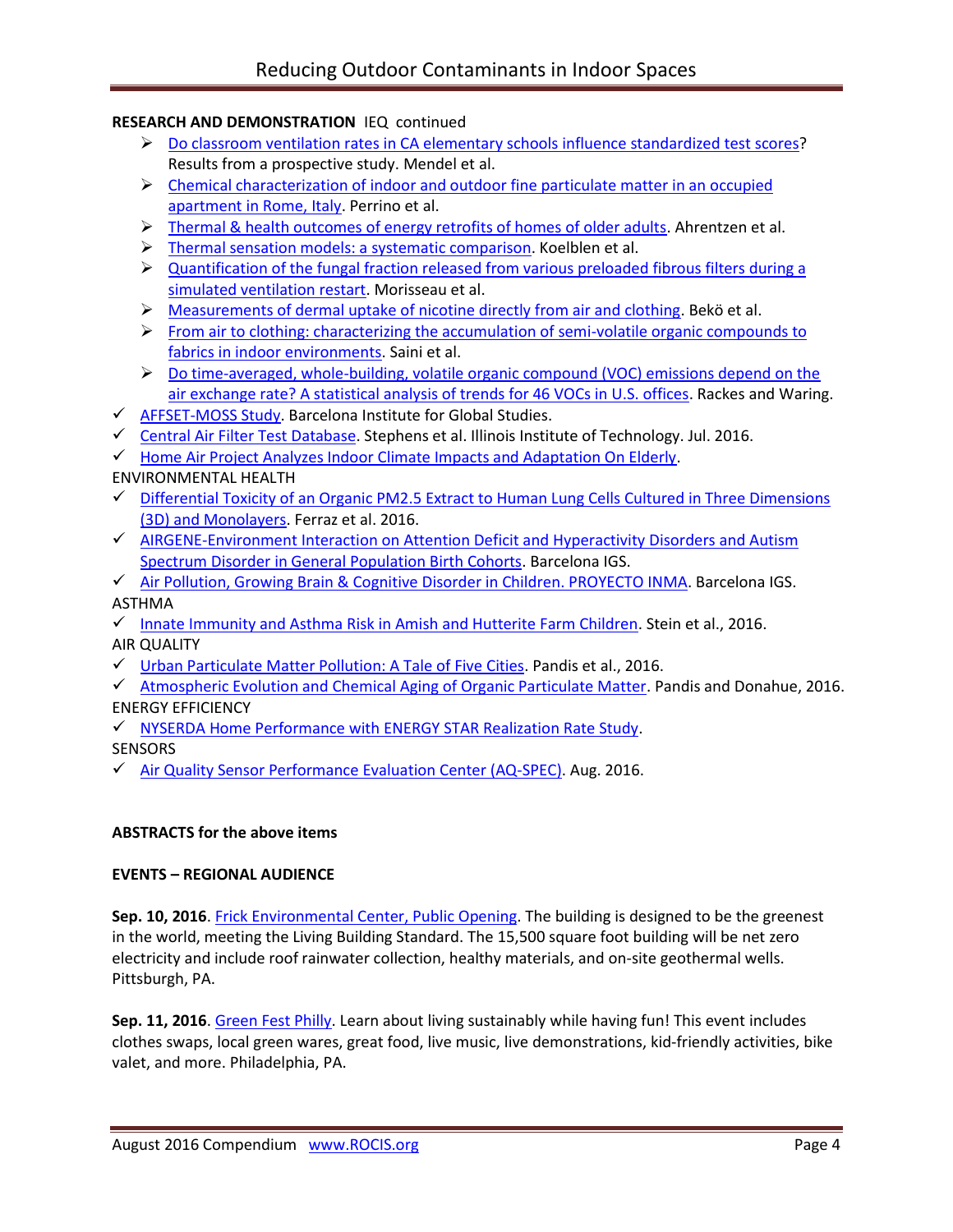**RESEARCH AND DEMONSTRATION** IEQ continued

- Do classroom ventilation rates in CA elementary schools influence standardized test scores? Results from a prospective study. Mendel et al.
- Chemical characterization of indoor and outdoor fine particulate matter in an occupied apartment in Rome, Italy. Perrino et al.
- Thermal & health outcomes of energy retrofits of homes of older adults. Ahrentzen et al.
- Thermal sensation models: a systematic comparison. Koelblen et al.
- Quantification of the fungal fraction released from various preloaded fibrous filters during a simulated ventilation restart. Morisseau et al.
- Measurements of dermal uptake of nicotine directly from air and clothing. Bekö et al.
- From air to clothing: characterizing the accumulation of semi-volatile organic compounds to fabrics in indoor environments. Saini et al.
- Do time-averaged, whole-building, volatile organic compound (VOC) emissions depend on the air exchange rate? A statistical analysis of trends for 46 VOCs in U.S. offices. Rackes and Waring.

- ✓ AFFSET-MOSS Study. Barcelona Institute for Global Studies.
- ✓ Central Air Filter Test Database. Stephens et al. Illinois Institute of Technology. Jul. 2016.
- ✓ Home Air Project Analyzes Indoor Climate Impacts and Adaptation On Elderly.

ENVIRONMENTAL HEALTH

- ✓ Differential Toxicity of an Organic PM2.5 Extract to Human Lung Cells Cultured in Three Dimensions (3D) and Monolayers. Ferraz et al. 2016.
- ✓ AIRGENE-Environment Interaction on Attention Deficit and Hyperactivity Disorders and Autism Spectrum Disorder in General Population Birth Cohorts. Barcelona IGS.
- ✓ Air Pollution, Growing Brain & Cognitive Disorder in Children. PROYECTO INMA. Barcelona IGS.

ASTHMA

- ✓ Innate Immunity and Asthma Risk in Amish and Hutterite Farm Children. Stein et al., 2016.

AIR QUALITY

- ✓ Urban Particulate Matter Pollution: A Tale of Five Cities. Pandis et al., 2016.
- ✓ Atmospheric Evolution and Chemical Aging of Organic Particulate Matter. Pandis and Donahue, 2016.

ENERGY EFFICIENCY

- ✓ NYSERDA Home Performance with ENERGY STAR Realization Rate Study.

SENSORS

- ✓ Air Quality Sensor Performance Evaluation Center (AQ-SPEC). Aug. 2016.

**ABSTRACTS for the above items**

**EVENTS – REGIONAL AUDIENCE**

**Sep. 10, 2016**. Frick Environmental Center, Public Opening. The building is designed to be the greenest in the world, meeting the Living Building Standard. The 15,500 square foot building will be net zero electricity and include roof rainwater collection, healthy materials, and on-site geothermal wells. Pittsburgh, PA.

**Sep. 11, 2016**. Green Fest Philly. Learn about living sustainably while having fun! This event includes clothes swaps, local green wares, great food, live music, live demonstrations, kid-friendly activities, bike valet, and more. Philadelphia, PA.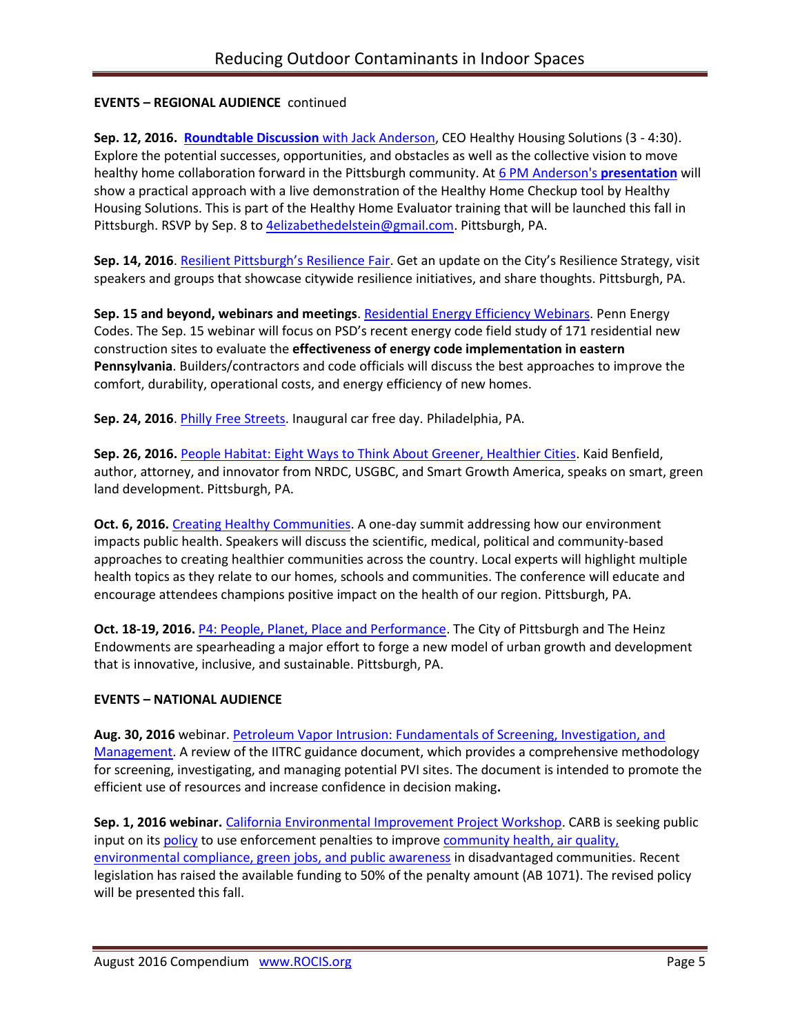**EVENTS – REGIONAL AUDIENCE** continued

**Sep. 12, 2016. Roundtable Discussion** with Jack Anderson, CEO Healthy Housing Solutions (3 - 4:30). Explore the potential successes, opportunities, and obstacles as well as the collective vision to move healthy home collaboration forward in the Pittsburgh community. At 6 PM Anderson's **presentation** will show a practical approach with a live demonstration of the Healthy Home Checkup tool by Healthy Housing Solutions. This is part of the Healthy Home Evaluator training that will be launched this fall in Pittsburgh. RSVP by Sep. 8 to 4elizabethedelstein@gmail.com. Pittsburgh, PA.

**Sep. 14, 2016**. Resilient Pittsburgh's Resilience Fair. Get an update on the City's Resilience Strategy, visit speakers and groups that showcase citywide resilience initiatives, and share thoughts. Pittsburgh, PA.

**Sep. 15 and beyond, webinars and meetings**. Residential Energy Efficiency Webinars. Penn Energy Codes. The Sep. 15 webinar will focus on PSD's recent energy code field study of 171 residential new construction sites to evaluate the **effectiveness of energy code implementation in eastern Pennsylvania**. Builders/contractors and code officials will discuss the best approaches to improve the comfort, durability, operational costs, and energy efficiency of new homes.

**Sep. 24, 2016**. Philly Free Streets. Inaugural car free day. Philadelphia, PA.

**Sep. 26, 2016.** People Habitat: Eight Ways to Think About Greener, Healthier Cities. Kaid Benfield, author, attorney, and innovator from NRDC, USGBC, and Smart Growth America, speaks on smart, green land development. Pittsburgh, PA.

**Oct. 6, 2016.** Creating Healthy Communities. A one-day summit addressing how our environment impacts public health. Speakers will discuss the scientific, medical, political and community-based approaches to creating healthier communities across the country. Local experts will highlight multiple health topics as they relate to our homes, schools and communities. The conference will educate and encourage attendees champions positive impact on the health of our region. Pittsburgh, PA.

**Oct. 18-19, 2016.** P4: People, Planet, Place and Performance. The City of Pittsburgh and The Heinz Endowments are spearheading a major effort to forge a new model of urban growth and development that is innovative, inclusive, and sustainable. Pittsburgh, PA.

**EVENTS – NATIONAL AUDIENCE**

**Aug. 30, 2016** webinar. Petroleum Vapor Intrusion: Fundamentals of Screening, Investigation, and Management. A review of the IITRC guidance document, which provides a comprehensive methodology for screening, investigating, and managing potential PVI sites. The document is intended to promote the efficient use of resources and increase confidence in decision making**.**

**Sep. 1, 2016 webinar.** California Environmental Improvement Project Workshop. CARB is seeking public input on its policy to use enforcement penalties to improve community health, air quality, environmental compliance, green jobs, and public awareness in disadvantaged communities. Recent legislation has raised the available funding to 50% of the penalty amount (AB 1071). The revised policy will be presented this fall.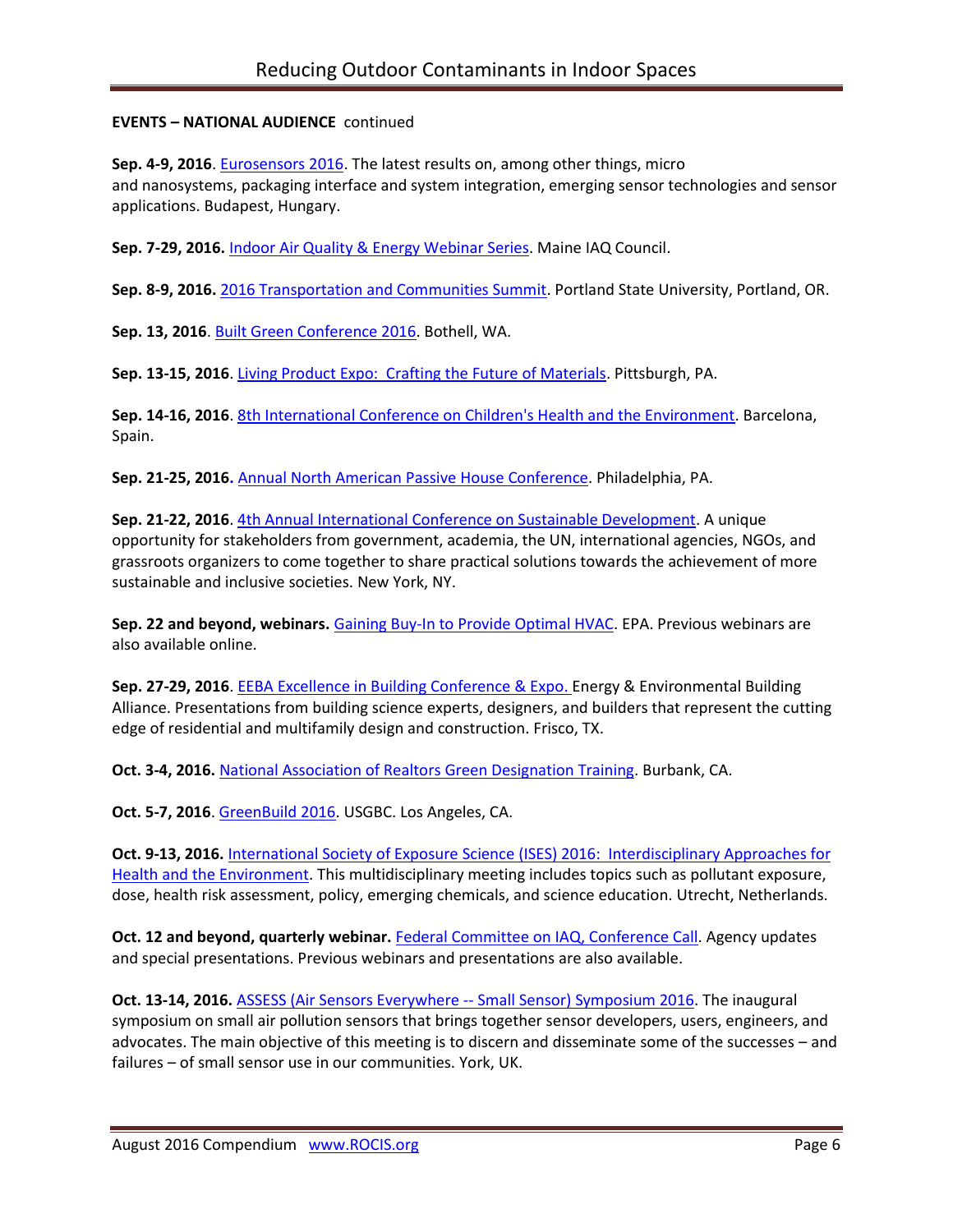**EVENTS – NATIONAL AUDIENCE** continued

**Sep. 4-9, 2016**. Eurosensors 2016. The latest results on, among other things, micro and nanosystems, packaging interface and system integration, emerging sensor technologies and sensor applications. Budapest, Hungary.

**Sep. 7-29, 2016.** Indoor Air Quality & Energy Webinar Series. Maine IAQ Council.

**Sep. 8-9, 2016.** 2016 Transportation and Communities Summit. Portland State University, Portland, OR.

**Sep. 13, 2016**. Built Green Conference 2016. Bothell, WA.

**Sep. 13-15, 2016**. Living Product Expo: Crafting the Future of Materials. Pittsburgh, PA.

**Sep. 14-16, 2016**. 8th International Conference on Children's Health and the Environment. Barcelona, Spain.

**Sep. 21-25, 2016.** Annual North American Passive House Conference. Philadelphia, PA.

**Sep. 21-22, 2016**. 4th Annual International Conference on Sustainable Development. A unique opportunity for stakeholders from government, academia, the UN, international agencies, NGOs, and grassroots organizers to come together to share practical solutions towards the achievement of more sustainable and inclusive societies. New York, NY.

**Sep. 22 and beyond, webinars.** Gaining Buy-In to Provide Optimal HVAC. EPA. Previous webinars are also available online.

**Sep. 27-29, 2016**. EEBA Excellence in Building Conference & Expo. Energy & Environmental Building Alliance. Presentations from building science experts, designers, and builders that represent the cutting edge of residential and multifamily design and construction. Frisco, TX.

**Oct. 3-4, 2016.** National Association of Realtors Green Designation Training. Burbank, CA.

**Oct. 5-7, 2016**. GreenBuild 2016. USGBC. Los Angeles, CA.

**Oct. 9-13, 2016.** International Society of Exposure Science (ISES) 2016: Interdisciplinary Approaches for Health and the Environment. This multidisciplinary meeting includes topics such as pollutant exposure, dose, health risk assessment, policy, emerging chemicals, and science education. Utrecht, Netherlands.

**Oct. 12 and beyond, quarterly webinar.** Federal Committee on IAQ, Conference Call. Agency updates and special presentations. Previous webinars and presentations are also available.

**Oct. 13-14, 2016.** ASSESS (Air Sensors Everywhere -- Small Sensor) Symposium 2016. The inaugural symposium on small air pollution sensors that brings together sensor developers, users, engineers, and advocates. The main objective of this meeting is to discern and disseminate some of the successes – and failures – of small sensor use in our communities. York, UK.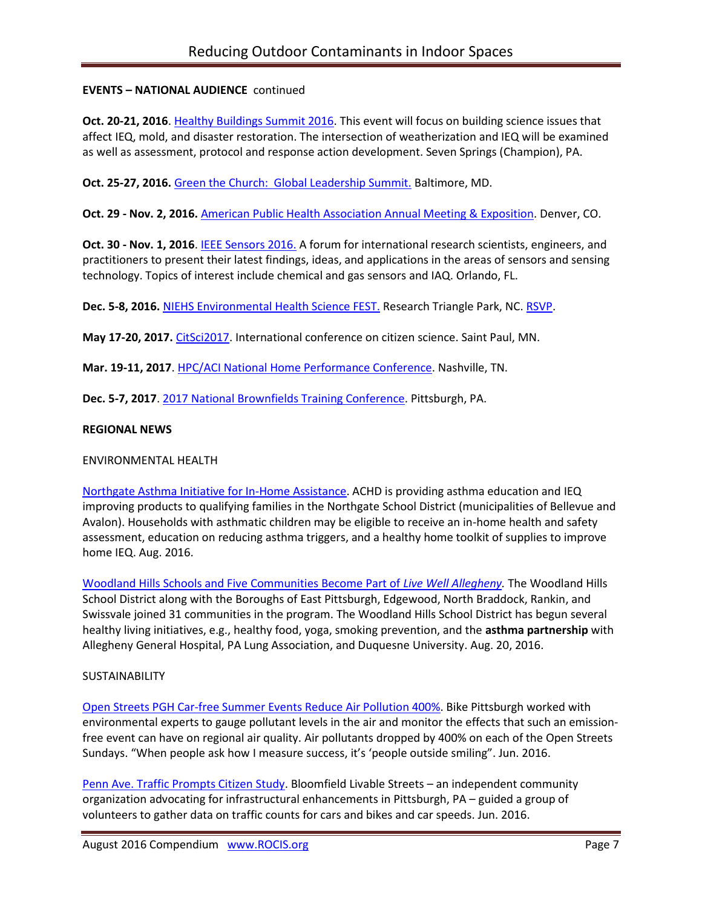**EVENTS – NATIONAL AUDIENCE** continued

**Oct. 20-21, 2016**. Healthy Buildings Summit 2016. This event will focus on building science issues that affect IEQ, mold, and disaster restoration. The intersection of weatherization and IEQ will be examined as well as assessment, protocol and response action development. Seven Springs (Champion), PA.

**Oct. 25-27, 2016.** Green the Church: Global Leadership Summit. Baltimore, MD.

**Oct. 29 - Nov. 2, 2016.** American Public Health Association Annual Meeting & Exposition. Denver, CO.

**Oct. 30 - Nov. 1, 2016**. IEEE Sensors 2016. A forum for international research scientists, engineers, and practitioners to present their latest findings, ideas, and applications in the areas of sensors and sensing technology. Topics of interest include chemical and gas sensors and IAQ. Orlando, FL.

**Dec. 5-8, 2016.** NIEHS Environmental Health Science FEST. Research Triangle Park, NC. RSVP.

**May 17-20, 2017.** CitSci2017. International conference on citizen science. Saint Paul, MN.

**Mar. 19-11, 2017**. HPC/ACI National Home Performance Conference. Nashville, TN.

**Dec. 5-7, 2017**. 2017 National Brownfields Training Conference. Pittsburgh, PA.

**REGIONAL NEWS**

ENVIRONMENTAL HEALTH

Northgate Asthma Initiative for In-Home Assistance. ACHD is providing asthma education and IEQ improving products to qualifying families in the Northgate School District (municipalities of Bellevue and Avalon). Households with asthmatic children may be eligible to receive an in-home health and safety assessment, education on reducing asthma triggers, and a healthy home toolkit of supplies to improve home IEQ. Aug. 2016.

Woodland Hills Schools and Five Communities Become Part of *Live Well Allegheny*. The Woodland Hills School District along with the Boroughs of East Pittsburgh, Edgewood, North Braddock, Rankin, and Swissvale joined 31 communities in the program. The Woodland Hills School District has begun several healthy living initiatives, e.g., healthy food, yoga, smoking prevention, and the **asthma partnership** with Allegheny General Hospital, PA Lung Association, and Duquesne University. Aug. 20, 2016.

SUSTAINABILITY

Open Streets PGH Car-free Summer Events Reduce Air Pollution 400%. Bike Pittsburgh worked with environmental experts to gauge pollutant levels in the air and monitor the effects that such an emission-free event can have on regional air quality. Air pollutants dropped by 400% on each of the Open Streets Sundays. “When people ask how I measure success, it’s ‘people outside smiling”. Jun. 2016.

Penn Ave. Traffic Prompts Citizen Study. Bloomfield Livable Streets – an independent community organization advocating for infrastructural enhancements in Pittsburgh, PA – guided a group of volunteers to gather data on traffic counts for cars and bikes and car speeds. Jun. 2016.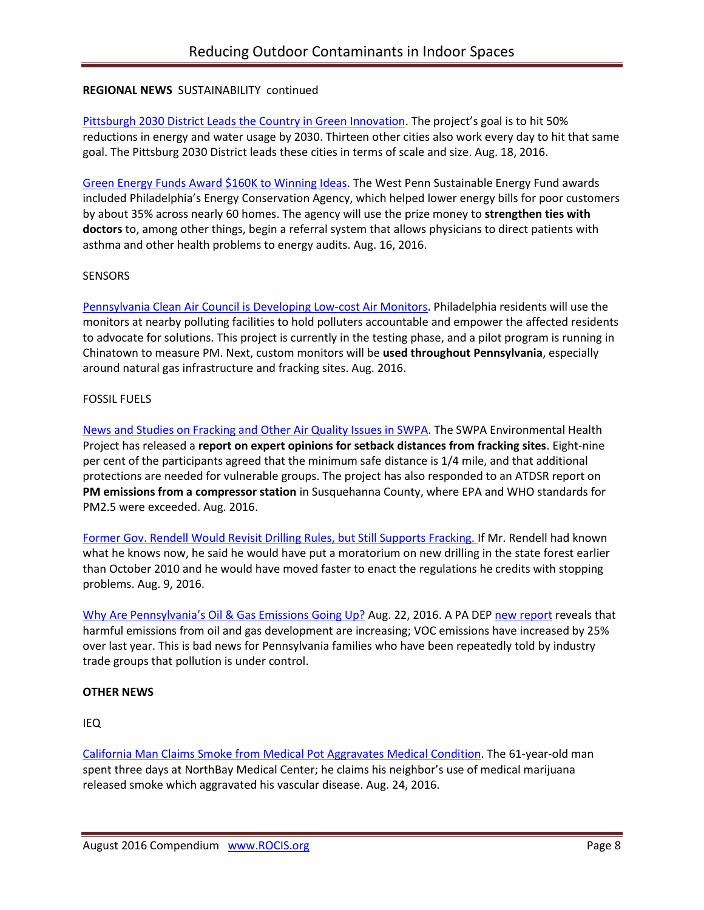**REGIONAL NEWS** SUSTAINABILITY continued

Pittsburgh 2030 District Leads the Country in Green Innovation. The project's goal is to hit 50% reductions in energy and water usage by 2030. Thirteen other cities also work every day to hit that same goal. The Pittsburg 2030 District leads these cities in terms of scale and size. Aug. 18, 2016.

Green Energy Funds Award $160K to Winning Ideas. The West Penn Sustainable Energy Fund awards included Philadelphia's Energy Conservation Agency, which helped lower energy bills for poor customers by about 35% across nearly 60 homes. The agency will use the prize money to **strengthen ties with doctors** to, among other things, begin a referral system that allows physicians to direct patients with asthma and other health problems to energy audits. Aug. 16, 2016.

SENSORS

Pennsylvania Clean Air Council is Developing Low-cost Air Monitors. Philadelphia residents will use the monitors at nearby polluting facilities to hold polluters accountable and empower the affected residents to advocate for solutions. This project is currently in the testing phase, and a pilot program is running in Chinatown to measure PM. Next, custom monitors will be **used throughout Pennsylvania**, especially around natural gas infrastructure and fracking sites. Aug. 2016.

FOSSIL FUELS

News and Studies on Fracking and Other Air Quality Issues in SWPA. The SWPA Environmental Health Project has released a **report on expert opinions for setback distances from fracking sites**. Eight-nine per cent of the participants agreed that the minimum safe distance is 1/4 mile, and that additional protections are needed for vulnerable groups. The project has also responded to an ATSDR report on **PM emissions from a compressor station** in Susquehanna County, where EPA and WHO standards for PM2.5 were exceeded. Aug. 2016.

Former Gov. Rendell Would Revisit Drilling Rules, but Still Supports Fracking. If Mr. Rendell had known what he knows now, he said he would have put a moratorium on new drilling in the state forest earlier than October 2010 and he would have moved faster to enact the regulations he credits with stopping problems. Aug. 9, 2016.

Why Are Pennsylvania's Oil & Gas Emissions Going Up? Aug. 22, 2016. A PA DEP new report reveals that harmful emissions from oil and gas development are increasing; VOC emissions have increased by 25% over last year. This is bad news for Pennsylvania families who have been repeatedly told by industry trade groups that pollution is under control.

**OTHER NEWS**

IEQ

California Man Claims Smoke from Medical Pot Aggravates Medical Condition. The 61-year-old man spent three days at NorthBay Medical Center; he claims his neighbor's use of medical marijuana released smoke which aggravated his vascular disease. Aug. 24, 2016.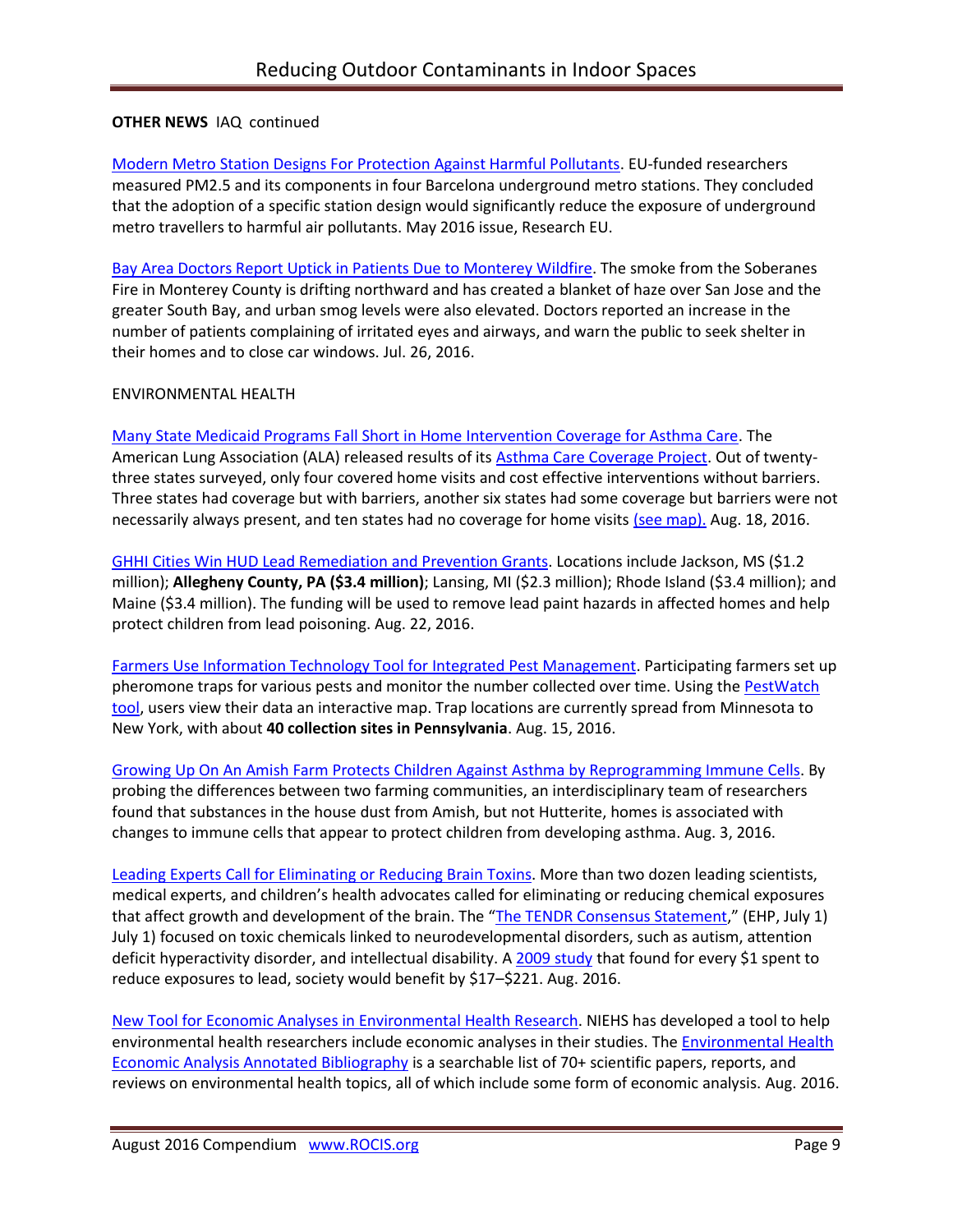**OTHER NEWS** IAQ continued

Modern Metro Station Designs For Protection Against Harmful Pollutants. EU-funded researchers measured PM2.5 and its components in four Barcelona underground metro stations. They concluded that the adoption of a specific station design would significantly reduce the exposure of underground metro travellers to harmful air pollutants. May 2016 issue, Research EU.

Bay Area Doctors Report Uptick in Patients Due to Monterey Wildfire. The smoke from the Soberanes Fire in Monterey County is drifting northward and has created a blanket of haze over San Jose and the greater South Bay, and urban smog levels were also elevated. Doctors reported an increase in the number of patients complaining of irritated eyes and airways, and warn the public to seek shelter in their homes and to close car windows. Jul. 26, 2016.

ENVIRONMENTAL HEALTH

Many State Medicaid Programs Fall Short in Home Intervention Coverage for Asthma Care. The American Lung Association (ALA) released results of its Asthma Care Coverage Project. Out of twenty-three states surveyed, only four covered home visits and cost effective interventions without barriers. Three states had coverage but with barriers, another six states had some coverage but barriers were not necessarily always present, and ten states had no coverage for home visits (see map). Aug. 18, 2016.

GHHI Cities Win HUD Lead Remediation and Prevention Grants. Locations include Jackson, MS ($1.2 million); **Allegheny County, PA ($3.4 million)**; Lansing, MI ($2.3 million); Rhode Island ($3.4 million); and Maine ($3.4 million). The funding will be used to remove lead paint hazards in affected homes and help protect children from lead poisoning. Aug. 22, 2016.

Farmers Use Information Technology Tool for Integrated Pest Management. Participating farmers set up pheromone traps for various pests and monitor the number collected over time. Using the PestWatch tool, users view their data an interactive map. Trap locations are currently spread from Minnesota to New York, with about **40 collection sites in Pennsylvania**. Aug. 15, 2016.

Growing Up On An Amish Farm Protects Children Against Asthma by Reprogramming Immune Cells. By probing the differences between two farming communities, an interdisciplinary team of researchers found that substances in the house dust from Amish, but not Hutterite, homes is associated with changes to immune cells that appear to protect children from developing asthma. Aug. 3, 2016.

Leading Experts Call for Eliminating or Reducing Brain Toxins. More than two dozen leading scientists, medical experts, and children's health advocates called for eliminating or reducing chemical exposures that affect growth and development of the brain. The "The TENDR Consensus Statement," (EHP, July 1) July 1) focused on toxic chemicals linked to neurodevelopmental disorders, such as autism, attention deficit hyperactivity disorder, and intellectual disability. A 2009 study that found for every $1 spent to reduce exposures to lead, society would benefit by $17–$221. Aug. 2016.

New Tool for Economic Analyses in Environmental Health Research. NIEHS has developed a tool to help environmental health researchers include economic analyses in their studies. The Environmental Health Economic Analysis Annotated Bibliography is a searchable list of 70+ scientific papers, reports, and reviews on environmental health topics, all of which include some form of economic analysis. Aug. 2016.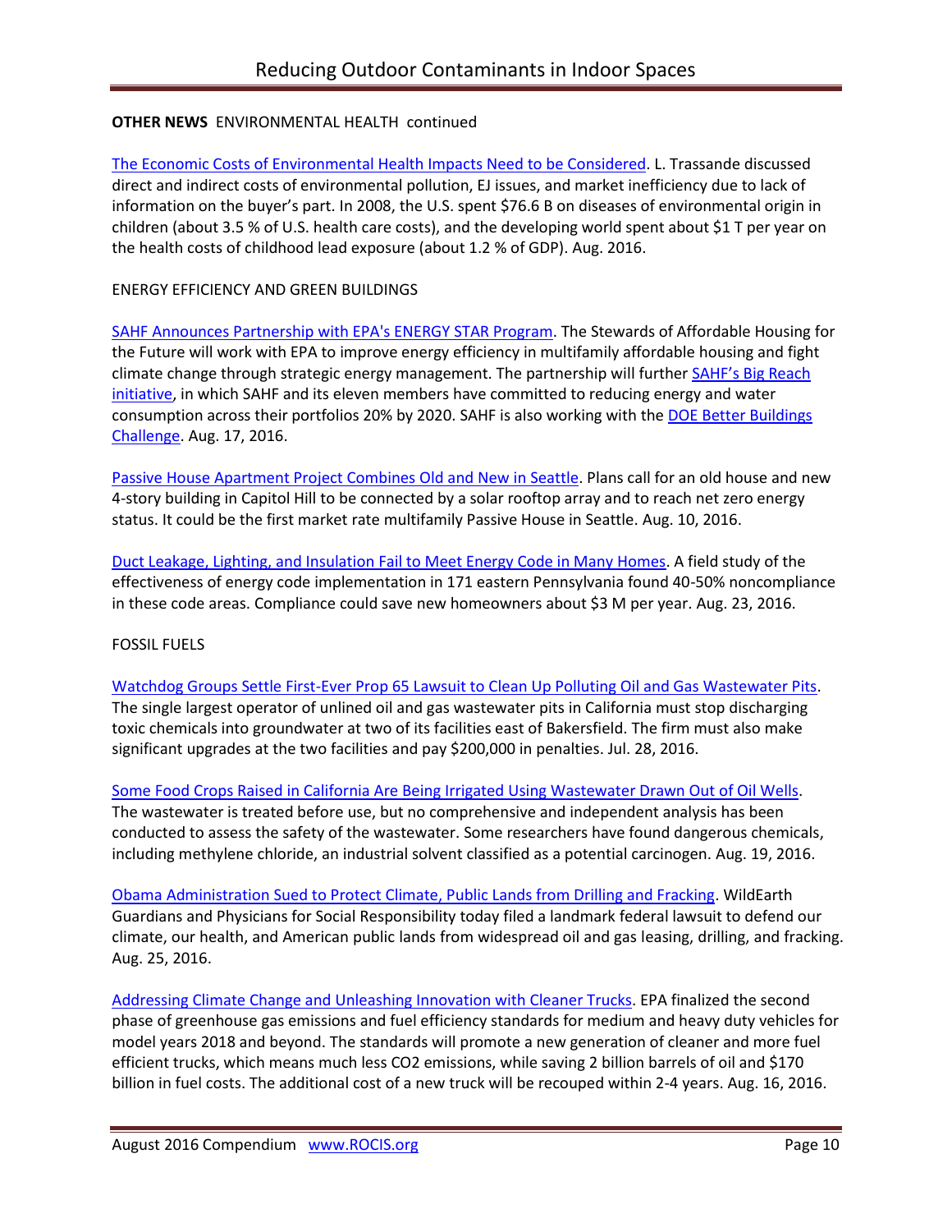**OTHER NEWS** ENVIRONMENTAL HEALTH continued

The Economic Costs of Environmental Health Impacts Need to be Considered. L. Trassande discussed direct and indirect costs of environmental pollution, EJ issues, and market inefficiency due to lack of information on the buyer's part. In 2008, the U.S. spent $76.6 B on diseases of environmental origin in children (about 3.5 % of U.S. health care costs), and the developing world spent about $1 T per year on the health costs of childhood lead exposure (about 1.2 % of GDP). Aug. 2016.

ENERGY EFFICIENCY AND GREEN BUILDINGS

SAHF Announces Partnership with EPA's ENERGY STAR Program. The Stewards of Affordable Housing for the Future will work with EPA to improve energy efficiency in multifamily affordable housing and fight climate change through strategic energy management. The partnership will further SAHF's Big Reach initiative, in which SAHF and its eleven members have committed to reducing energy and water consumption across their portfolios 20% by 2020. SAHF is also working with the DOE Better Buildings Challenge. Aug. 17, 2016.

Passive House Apartment Project Combines Old and New in Seattle. Plans call for an old house and new 4-story building in Capitol Hill to be connected by a solar rooftop array and to reach net zero energy status. It could be the first market rate multifamily Passive House in Seattle. Aug. 10, 2016.

Duct Leakage, Lighting, and Insulation Fail to Meet Energy Code in Many Homes. A field study of the effectiveness of energy code implementation in 171 eastern Pennsylvania found 40-50% noncompliance in these code areas. Compliance could save new homeowners about $3 M per year. Aug. 23, 2016.

FOSSIL FUELS

Watchdog Groups Settle First-Ever Prop 65 Lawsuit to Clean Up Polluting Oil and Gas Wastewater Pits. The single largest operator of unlined oil and gas wastewater pits in California must stop discharging toxic chemicals into groundwater at two of its facilities east of Bakersfield. The firm must also make significant upgrades at the two facilities and pay $200,000 in penalties. Jul. 28, 2016.

Some Food Crops Raised in California Are Being Irrigated Using Wastewater Drawn Out of Oil Wells. The wastewater is treated before use, but no comprehensive and independent analysis has been conducted to assess the safety of the wastewater. Some researchers have found dangerous chemicals, including methylene chloride, an industrial solvent classified as a potential carcinogen. Aug. 19, 2016.

Obama Administration Sued to Protect Climate, Public Lands from Drilling and Fracking. WildEarth Guardians and Physicians for Social Responsibility today filed a landmark federal lawsuit to defend our climate, our health, and American public lands from widespread oil and gas leasing, drilling, and fracking. Aug. 25, 2016.

Addressing Climate Change and Unleashing Innovation with Cleaner Trucks. EPA finalized the second phase of greenhouse gas emissions and fuel efficiency standards for medium and heavy duty vehicles for model years 2018 and beyond. The standards will promote a new generation of cleaner and more fuel efficient trucks, which means much less $CO_2$ emissions, while saving 2 billion barrels of oil and $170 billion in fuel costs. The additional cost of a new truck will be recouped within 2-4 years. Aug. 16, 2016.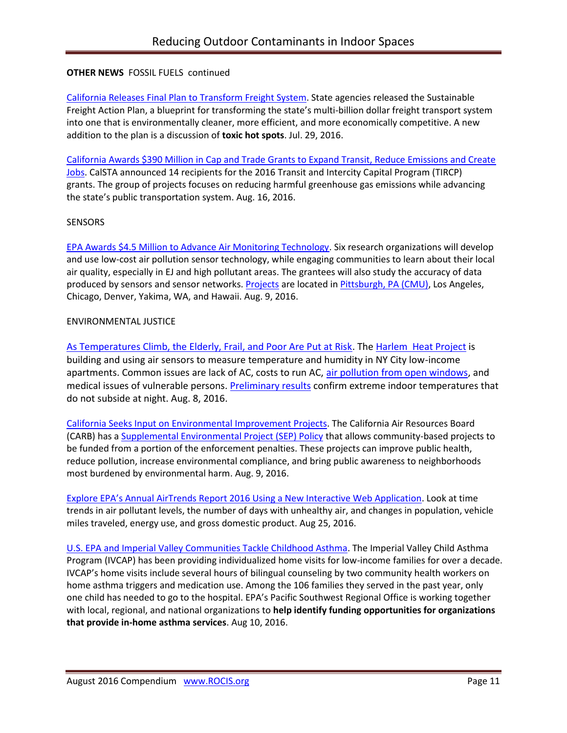**OTHER NEWS** FOSSIL FUELS continued

California Releases Final Plan to Transform Freight System. State agencies released the Sustainable Freight Action Plan, a blueprint for transforming the state's multi-billion dollar freight transport system into one that is environmentally cleaner, more efficient, and more economically competitive. A new addition to the plan is a discussion of **toxic hot spots**. Jul. 29, 2016.

California Awards $390 Million in Cap and Trade Grants to Expand Transit, Reduce Emissions and Create Jobs. CalSTA announced 14 recipients for the 2016 Transit and Intercity Capital Program (TIRCP) grants. The group of projects focuses on reducing harmful greenhouse gas emissions while advancing the state's public transportation system. Aug. 16, 2016.

SENSORS

EPA Awards $4.5 Million to Advance Air Monitoring Technology. Six research organizations will develop and use low-cost air pollution sensor technology, while engaging communities to learn about their local air quality, especially in EJ and high pollutant areas. The grantees will also study the accuracy of data produced by sensors and sensor networks. Projects are located in Pittsburgh, PA (CMU), Los Angeles, Chicago, Denver, Yakima, WA, and Hawaii. Aug. 9, 2016.

ENVIRONMENTAL JUSTICE

As Temperatures Climb, the Elderly, Frail, and Poor Are Put at Risk. The Harlem Heat Project is building and using air sensors to measure temperature and humidity in NY City low-income apartments. Common issues are lack of AC, costs to run AC, air pollution from open windows, and medical issues of vulnerable persons. Preliminary results confirm extreme indoor temperatures that do not subside at night. Aug. 8, 2016.

California Seeks Input on Environmental Improvement Projects. The California Air Resources Board (CARB) has a Supplemental Environmental Project (SEP) Policy that allows community-based projects to be funded from a portion of the enforcement penalties. These projects can improve public health, reduce pollution, increase environmental compliance, and bring public awareness to neighborhoods most burdened by environmental harm. Aug. 9, 2016.

Explore EPA's Annual AirTrends Report 2016 Using a New Interactive Web Application. Look at time trends in air pollutant levels, the number of days with unhealthy air, and changes in population, vehicle miles traveled, energy use, and gross domestic product. Aug 25, 2016.

U.S. EPA and Imperial Valley Communities Tackle Childhood Asthma. The Imperial Valley Child Asthma Program (IVCAP) has been providing individualized home visits for low-income families for over a decade. IVCAP's home visits include several hours of bilingual counseling by two community health workers on home asthma triggers and medication use. Among the 106 families they served in the past year, only one child has needed to go to the hospital. EPA's Pacific Southwest Regional Office is working together with local, regional, and national organizations to **help identify funding opportunities for organizations that provide in-home asthma services**. Aug 10, 2016.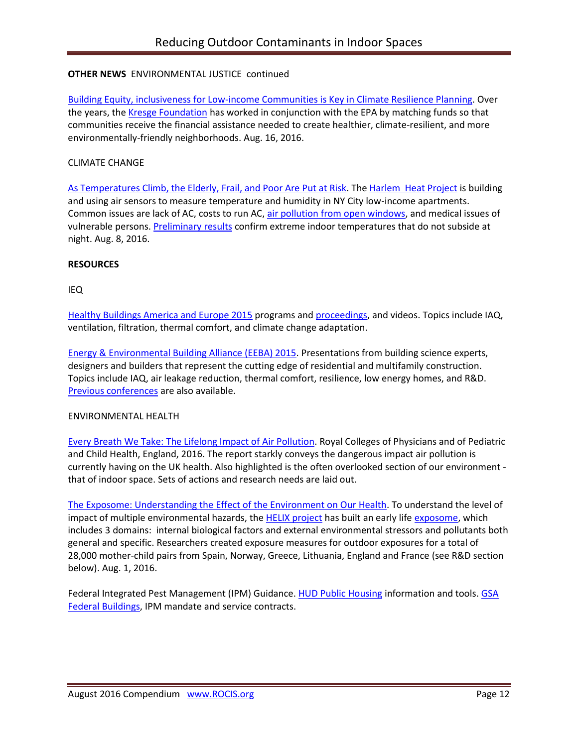**OTHER NEWS** ENVIRONMENTAL JUSTICE continued

Building Equity, inclusiveness for Low-income Communities is Key in Climate Resilience Planning. Over the years, the Kresge Foundation has worked in conjunction with the EPA by matching funds so that communities receive the financial assistance needed to create healthier, climate-resilient, and more environmentally-friendly neighborhoods. Aug. 16, 2016.

CLIMATE CHANGE

As Temperatures Climb, the Elderly, Frail, and Poor Are Put at Risk. The Harlem Heat Project is building and using air sensors to measure temperature and humidity in NY City low-income apartments. Common issues are lack of AC, costs to run AC, air pollution from open windows, and medical issues of vulnerable persons. Preliminary results confirm extreme indoor temperatures that do not subside at night. Aug. 8, 2016.

**RESOURCES**

IEQ

Healthy Buildings America and Europe 2015 programs and proceedings, and videos. Topics include IAQ, ventilation, filtration, thermal comfort, and climate change adaptation.

Energy & Environmental Building Alliance (EEBA) 2015. Presentations from building science experts, designers and builders that represent the cutting edge of residential and multifamily construction. Topics include IAQ, air leakage reduction, thermal comfort, resilience, low energy homes, and R&D. Previous conferences are also available.

ENVIRONMENTAL HEALTH

Every Breath We Take: The Lifelong Impact of Air Pollution. Royal Colleges of Physicians and of Pediatric and Child Health, England, 2016. The report starkly conveys the dangerous impact air pollution is currently having on the UK health. Also highlighted is the often overlooked section of our environment - that of indoor space. Sets of actions and research needs are laid out.

The Exposome: Understanding the Effect of the Environment on Our Health. To understand the level of impact of multiple environmental hazards, the HELIX project has built an early life exposome, which includes 3 domains: internal biological factors and external environmental stressors and pollutants both general and specific. Researchers created exposure measures for outdoor exposures for a total of 28,000 mother-child pairs from Spain, Norway, Greece, Lithuania, England and France (see R&D section below). Aug. 1, 2016.

Federal Integrated Pest Management (IPM) Guidance. HUD Public Housing information and tools. GSA Federal Buildings, IPM mandate and service contracts.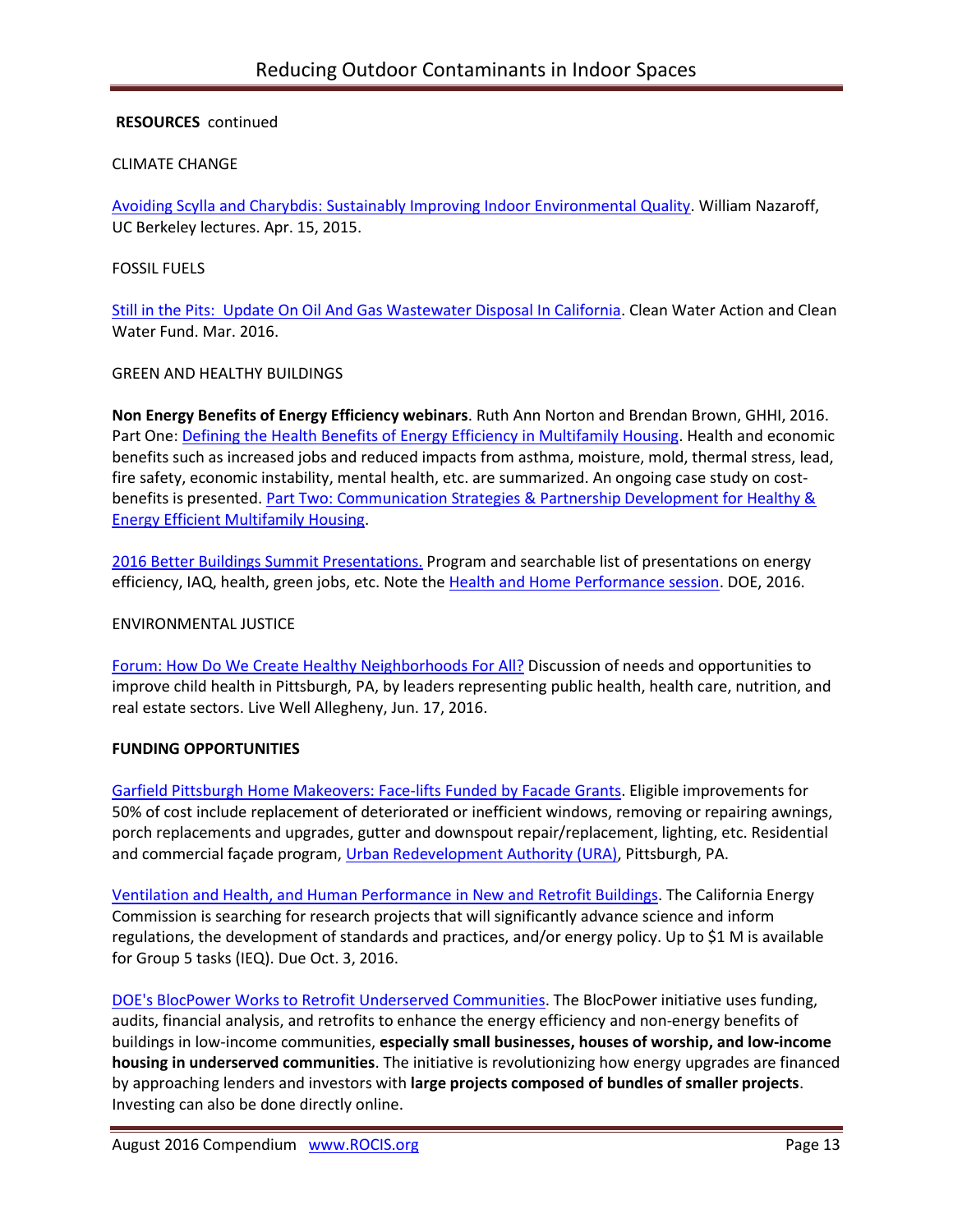**RESOURCES** continued

CLIMATE CHANGE

Avoiding Scylla and Charybdis: Sustainably Improving Indoor Environmental Quality. William Nazaroff, UC Berkeley lectures. Apr. 15, 2015.

FOSSIL FUELS

Still in the Pits: Update On Oil And Gas Wastewater Disposal In California. Clean Water Action and Clean Water Fund. Mar. 2016.

GREEN AND HEALTHY BUILDINGS

**Non Energy Benefits of Energy Efficiency webinars**. Ruth Ann Norton and Brendan Brown, GHHI, 2016. Part One: Defining the Health Benefits of Energy Efficiency in Multifamily Housing. Health and economic benefits such as increased jobs and reduced impacts from asthma, moisture, mold, thermal stress, lead, fire safety, economic instability, mental health, etc. are summarized. An ongoing case study on cost-benefits is presented. Part Two: Communication Strategies & Partnership Development for Healthy & Energy Efficient Multifamily Housing.

2016 Better Buildings Summit Presentations. Program and searchable list of presentations on energy efficiency, IAQ, health, green jobs, etc. Note the Health and Home Performance session. DOE, 2016.

ENVIRONMENTAL JUSTICE

Forum: How Do We Create Healthy Neighborhoods For All? Discussion of needs and opportunities to improve child health in Pittsburgh, PA, by leaders representing public health, health care, nutrition, and real estate sectors. Live Well Allegheny, Jun. 17, 2016.

**FUNDING OPPORTUNITIES**

Garfield Pittsburgh Home Makeovers: Face-lifts Funded by Facade Grants. Eligible improvements for 50% of cost include replacement of deteriorated or inefficient windows, removing or repairing awnings, porch replacements and upgrades, gutter and downspout repair/replacement, lighting, etc. Residential and commercial façade program, Urban Redevelopment Authority (URA), Pittsburgh, PA.

Ventilation and Health, and Human Performance in New and Retrofit Buildings. The California Energy Commission is searching for research projects that will significantly advance science and inform regulations, the development of standards and practices, and/or energy policy. Up to $1 M is available for Group 5 tasks (IEQ). Due Oct. 3, 2016.

DOE's BlocPower Works to Retrofit Underserved Communities. The BlocPower initiative uses funding, audits, financial analysis, and retrofits to enhance the energy efficiency and non-energy benefits of buildings in low-income communities, **especially small businesses, houses of worship, and low-income housing in underserved communities**. The initiative is revolutionizing how energy upgrades are financed by approaching lenders and investors with **large projects composed of bundles of smaller projects**. Investing can also be done directly online.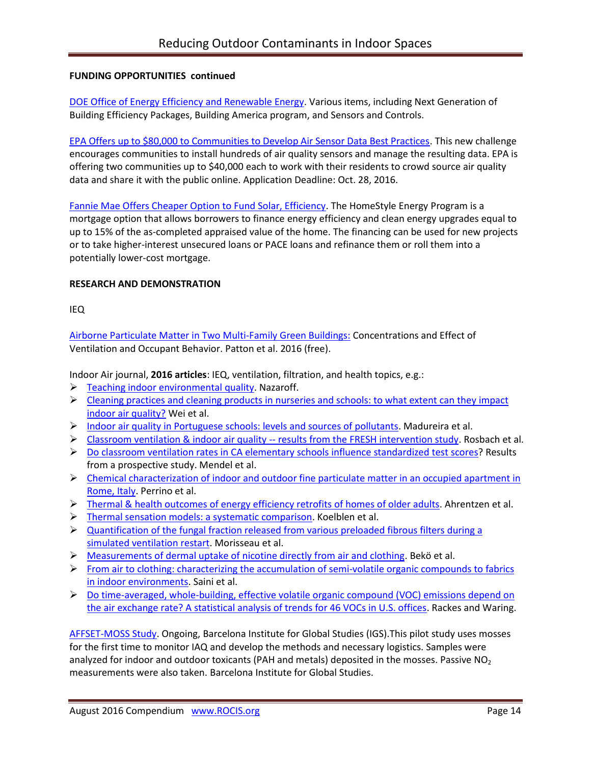**FUNDING OPPORTUNITIES continued**

DOE Office of Energy Efficiency and Renewable Energy. Various items, including Next Generation of Building Efficiency Packages, Building America program, and Sensors and Controls.

EPA Offers up to $80,000 to Communities to Develop Air Sensor Data Best Practices. This new challenge encourages communities to install hundreds of air quality sensors and manage the resulting data. EPA is offering two communities up to $40,000 each to work with their residents to crowd source air quality data and share it with the public online. Application Deadline: Oct. 28, 2016.

Fannie Mae Offers Cheaper Option to Fund Solar, Efficiency. The HomeStyle Energy Program is a mortgage option that allows borrowers to finance energy efficiency and clean energy upgrades equal to up to 15% of the as-completed appraised value of the home. The financing can be used for new projects or to take higher-interest unsecured loans or PACE loans and refinance them or roll them into a potentially lower-cost mortgage.

**RESEARCH AND DEMONSTRATION**

IEQ

Airborne Particulate Matter in Two Multi-Family Green Buildings: Concentrations and Effect of Ventilation and Occupant Behavior. Patton et al. 2016 (free).

Indoor Air journal, **2016 articles**: IEQ, ventilation, filtration, and health topics, e.g.:

- Teaching indoor environmental quality. Nazaroff.
- Cleaning practices and cleaning products in nurseries and schools: to what extent can they impact indoor air quality? Wei et al.
- Indoor air quality in Portuguese schools: levels and sources of pollutants. Madureira et al.
- Classroom ventilation & indoor air quality -- results from the FRESH intervention study. Rosbach et al.
- Do classroom ventilation rates in CA elementary schools influence standardized test scores? Results from a prospective study. Mendel et al.
- Chemical characterization of indoor and outdoor fine particulate matter in an occupied apartment in Rome, Italy. Perrino et al.
- Thermal & health outcomes of energy efficiency retrofits of homes of older adults. Ahrentzen et al.
- Thermal sensation models: a systematic comparison. Koelblen et al.
- Quantification of the fungal fraction released from various preloaded fibrous filters during a simulated ventilation restart. Morisseau et al.
- Measurements of dermal uptake of nicotine directly from air and clothing. Bekö et al.
- From air to clothing: characterizing the accumulation of semi-volatile organic compounds to fabrics in indoor environments. Saini et al.
- Do time-averaged, whole-building, effective volatile organic compound (VOC) emissions depend on the air exchange rate? A statistical analysis of trends for 46 VOCs in U.S. offices. Rackes and Waring.

AFFSET-MOSS Study. Ongoing, Barcelona Institute for Global Studies (IGS).This pilot study uses mosses for the first time to monitor IAQ and develop the methods and necessary logistics. Samples were analyzed for indoor and outdoor toxicants (PAH and metals) deposited in the mosses. Passive $NO_2$ measurements were also taken. Barcelona Institute for Global Studies.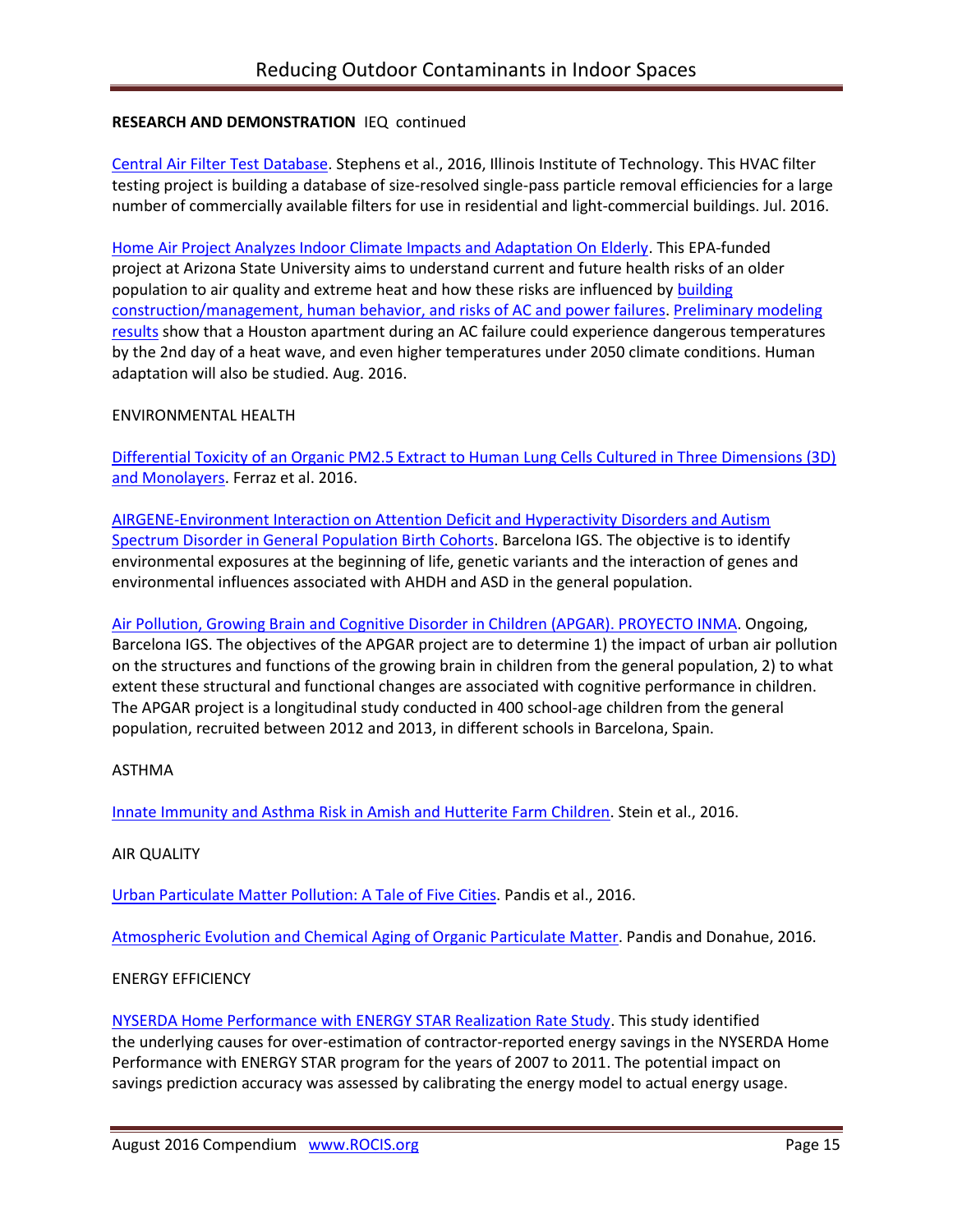**RESEARCH AND DEMONSTRATION** IEQ continued

Central Air Filter Test Database. Stephens et al., 2016, Illinois Institute of Technology. This HVAC filter testing project is building a database of size-resolved single-pass particle removal efficiencies for a large number of commercially available filters for use in residential and light-commercial buildings. Jul. 2016.

Home Air Project Analyzes Indoor Climate Impacts and Adaptation On Elderly. This EPA-funded project at Arizona State University aims to understand current and future health risks of an older population to air quality and extreme heat and how these risks are influenced by building construction/management, human behavior, and risks of AC and power failures. Preliminary modeling results show that a Houston apartment during an AC failure could experience dangerous temperatures by the 2nd day of a heat wave, and even higher temperatures under 2050 climate conditions. Human adaptation will also be studied. Aug. 2016.

ENVIRONMENTAL HEALTH

Differential Toxicity of an Organic PM2.5 Extract to Human Lung Cells Cultured in Three Dimensions (3D) and Monolayers. Ferraz et al. 2016.

AIRGENE-Environment Interaction on Attention Deficit and Hyperactivity Disorders and Autism Spectrum Disorder in General Population Birth Cohorts. Barcelona IGS. The objective is to identify environmental exposures at the beginning of life, genetic variants and the interaction of genes and environmental influences associated with AHDH and ASD in the general population.

Air Pollution, Growing Brain and Cognitive Disorder in Children (APGAR). PROYECTO INMA. Ongoing, Barcelona IGS. The objectives of the APGAR project are to determine 1) the impact of urban air pollution on the structures and functions of the growing brain in children from the general population, 2) to what extent these structural and functional changes are associated with cognitive performance in children. The APGAR project is a longitudinal study conducted in 400 school-age children from the general population, recruited between 2012 and 2013, in different schools in Barcelona, Spain.

ASTHMA

Innate Immunity and Asthma Risk in Amish and Hutterite Farm Children. Stein et al., 2016.

AIR QUALITY

Urban Particulate Matter Pollution: A Tale of Five Cities. Pandis et al., 2016.

Atmospheric Evolution and Chemical Aging of Organic Particulate Matter. Pandis and Donahue, 2016.

ENERGY EFFICIENCY

NYSERDA Home Performance with ENERGY STAR Realization Rate Study. This study identified the underlying causes for over-estimation of contractor-reported energy savings in the NYSERDA Home Performance with ENERGY STAR program for the years of 2007 to 2011. The potential impact on savings prediction accuracy was assessed by calibrating the energy model to actual energy usage.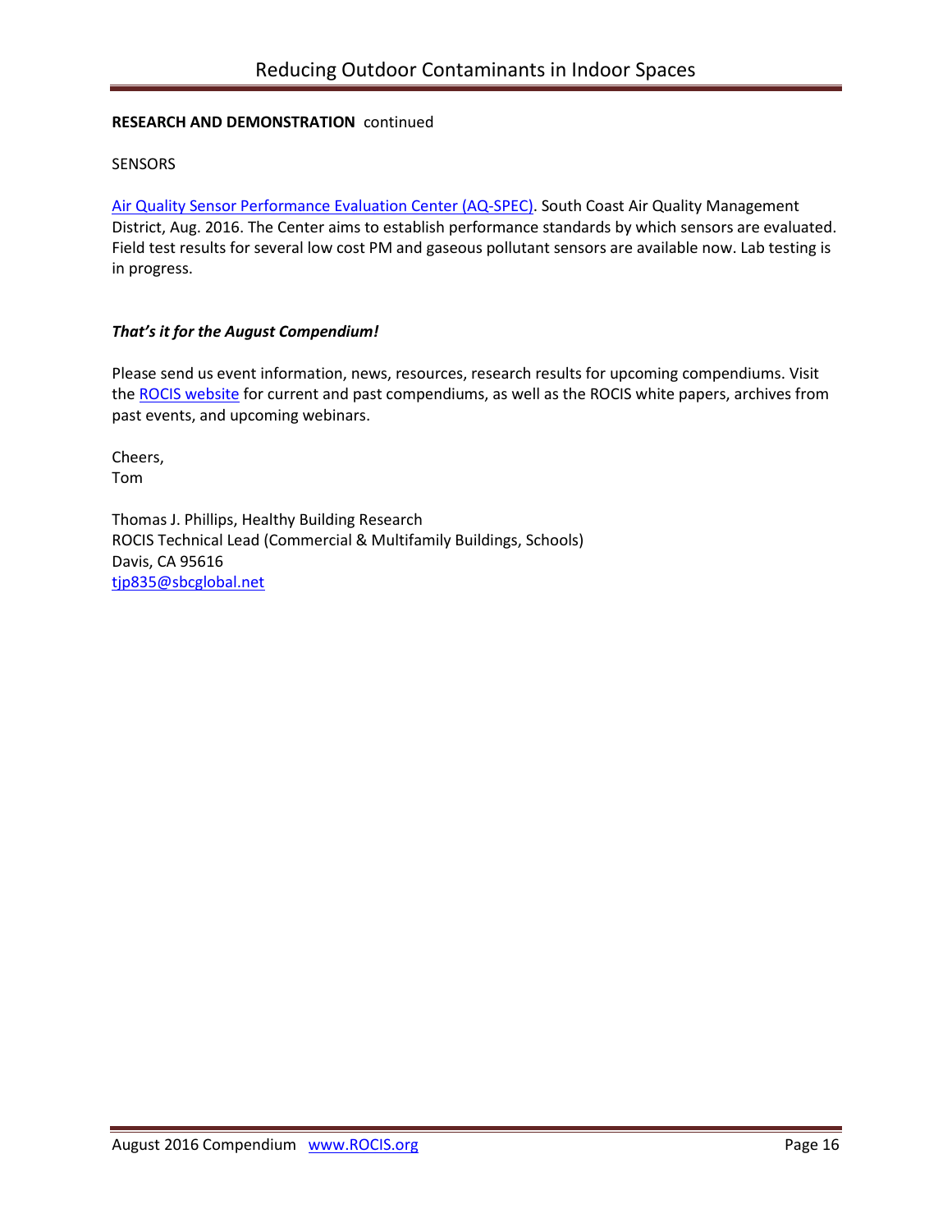**RESEARCH AND DEMONSTRATION** continued

SENSORS

[Air Quality Sensor Performance Evaluation Center (AQ-SPEC)](). South Coast Air Quality Management District, Aug. 2016. The Center aims to establish performance standards by which sensors are evaluated. Field test results for several low cost PM and gaseous pollutant sensors are available now. Lab testing is in progress.

***That's it for the August Compendium!***

Please send us event information, news, resources, research results for upcoming compendiums. Visit the [ROCIS website]() for current and past compendiums, as well as the ROCIS white papers, archives from past events, and upcoming webinars.

Cheers,
Tom

Thomas J. Phillips, Healthy Building Research
ROCIS Technical Lead (Commercial & Multifamily Buildings, Schools)
Davis, CA 95616
tjp835@sbcglobal.net